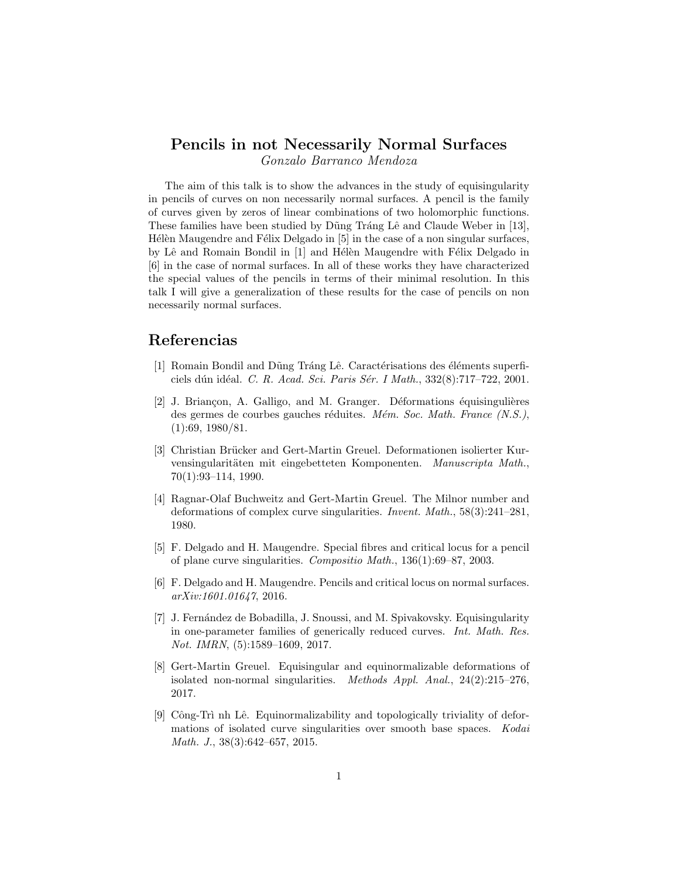# Pencils in not Necessarily Normal Surfaces

*Gonzalo Barranco Mendoza*

The aim of this talk is to show the advances in the study of equisingularity in pencils of curves on non necessarily normal surfaces. A pencil is the family of curves given by zeros of linear combinations of two holomorphic functions. These families have been studied by Dũng Tráng Lê and Claude Weber in [13], Hélèn Maugendre and Félix Delgado in [5] in the case of a non singular surfaces, by Lê and Romain Bondil in [1] and Hélèn Maugendre with Félix Delgado in [6] in the case of normal surfaces. In all of these works they have characterized the special values of the pencils in terms of their minimal resolution. In this talk I will give a generalization of these results for the case of pencils on non necessarily normal surfaces.

## Referencias

[1] Romain Bondil and Dũng Tráng Lê. Caractérisations des éléments superficiels dún idéal. *C. R. Acad. Sci. Paris Sér. I Math.*, 332(8):717–722, 2001.

[2] J. Briançon, A. Galligo, and M. Granger. Déformations équisingulières des germes de courbes gauches réduites. *Mém. Soc. Math. France (N.S.)*, (1):69, 1980/81.

[3] Christian Brücker and Gert-Martin Greuel. Deformationen isolierter Kurvensingularitäten mit eingebetteten Komponenten. *Manuscripta Math.*, 70(1):93–114, 1990.

[4] Ragnar-Olaf Buchweitz and Gert-Martin Greuel. The Milnor number and deformations of complex curve singularities. *Invent. Math.*, 58(3):241–281, 1980.

[5] F. Delgado and H. Maugendre. Special fibres and critical locus for a pencil of plane curve singularities. *Compositio Math.*, 136(1):69–87, 2003.

[6] F. Delgado and H. Maugendre. Pencils and critical locus on normal surfaces. *arXiv:1601.01647*, 2016.

[7] J. Fernández de Bobadilla, J. Snoussi, and M. Spivakovsky. Equisingularity in one-parameter families of generically reduced curves. *Int. Math. Res. Not. IMRN*, (5):1589–1609, 2017.

[8] Gert-Martin Greuel. Equisingular and equinormalizable deformations of isolated non-normal singularities. *Methods Appl. Anal.*, 24(2):215–276, 2017.

[9] Công-Trì nh Lê. Equinormalizability and topologically triviality of deformations of isolated curve singularities over smooth base spaces. *Kodai Math. J.*, 38(3):642–657, 2015.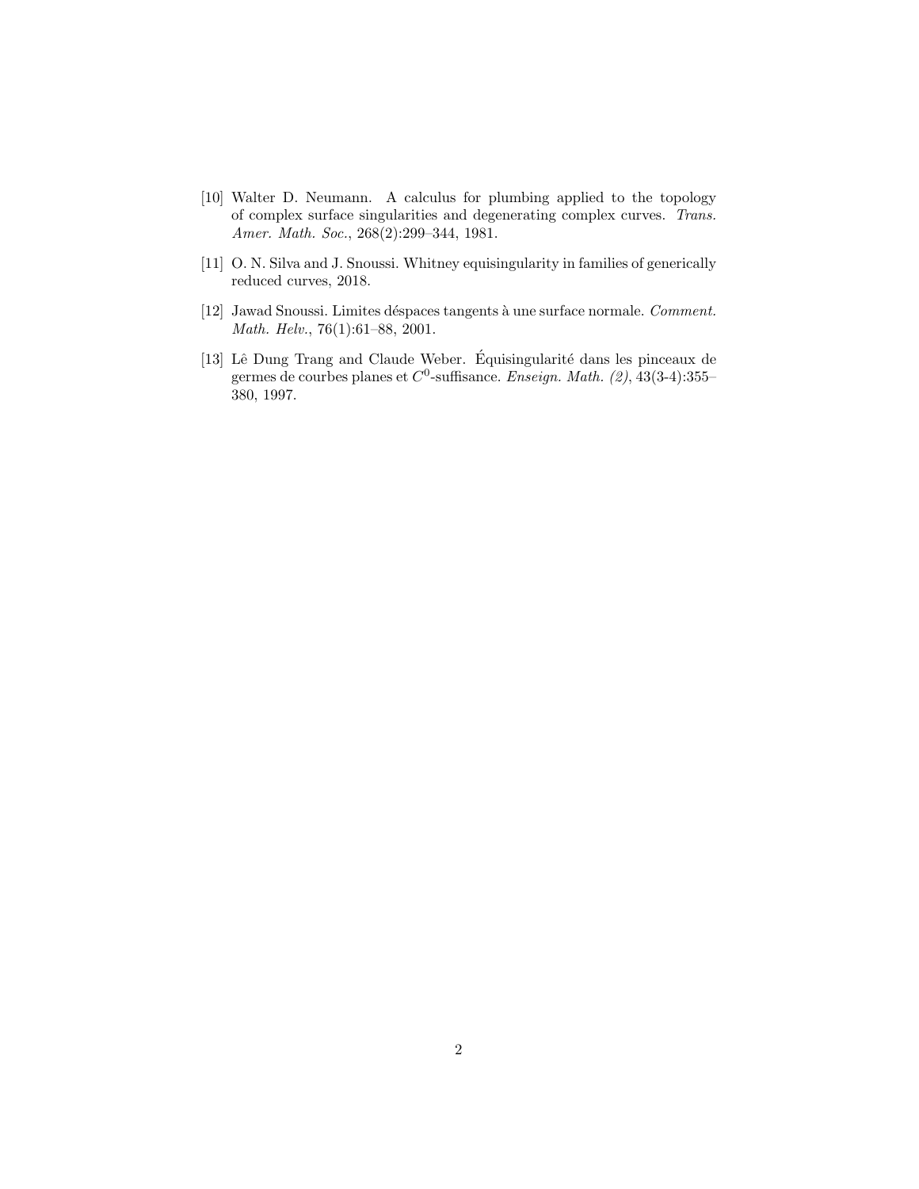[10] Walter D. Neumann. A calculus for plumbing applied to the topology of complex surface singularities and degenerating complex curves. *Trans. Amer. Math. Soc.*, 268(2):299–344, 1981.

[11] O. N. Silva and J. Snoussi. Whitney equisingularity in families of generically reduced curves, 2018.

[12] Jawad Snoussi. Limites déspaces tangents à une surface normale. *Comment. Math. Helv.*, 76(1):61–88, 2001.

[13] Lê Dung Trang and Claude Weber. Équisingularité dans les pinceaux de germes de courbes planes et $C^0$-suffisance. *Enseign. Math. (2)*, 43(3-4):355–380, 1997.